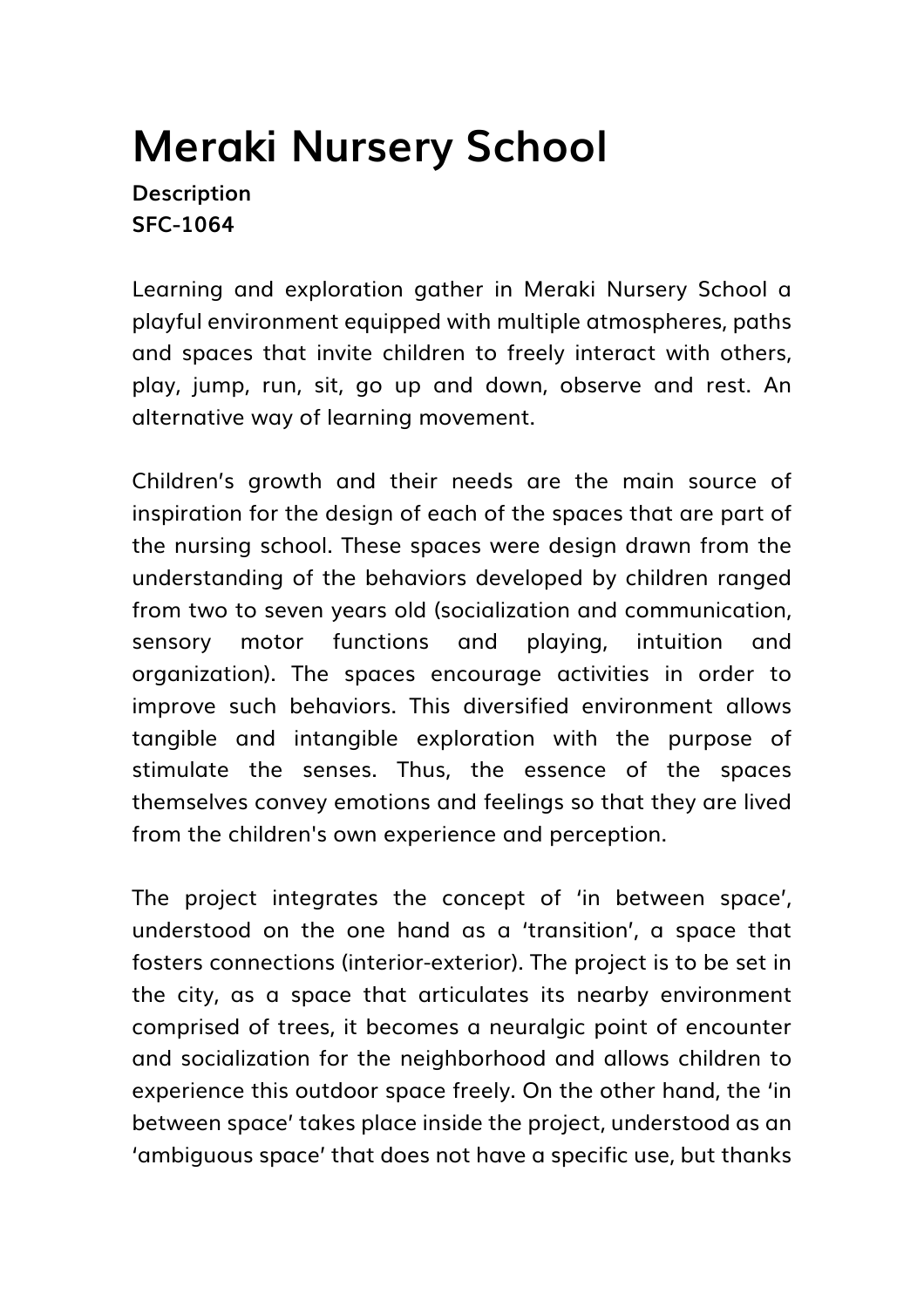# Meraki Nursery School

**Description**
**SFC-1064**

Learning and exploration gather in Meraki Nursery School a playful environment equipped with multiple atmospheres, paths and spaces that invite children to freely interact with others, play, jump, run, sit, go up and down, observe and rest. An alternative way of learning movement.

Children's growth and their needs are the main source of inspiration for the design of each of the spaces that are part of the nursing school. These spaces were design drawn from the understanding of the behaviors developed by children ranged from two to seven years old (socialization and communication, sensory motor functions and playing, intuition and organization). The spaces encourage activities in order to improve such behaviors. This diversified environment allows tangible and intangible exploration with the purpose of stimulate the senses. Thus, the essence of the spaces themselves convey emotions and feelings so that they are lived from the children's own experience and perception.

The project integrates the concept of 'in between space', understood on the one hand as a 'transition', a space that fosters connections (interior-exterior). The project is to be set in the city, as a space that articulates its nearby environment comprised of trees, it becomes a neuralgic point of encounter and socialization for the neighborhood and allows children to experience this outdoor space freely. On the other hand, the 'in between space' takes place inside the project, understood as an 'ambiguous space' that does not have a specific use, but thanks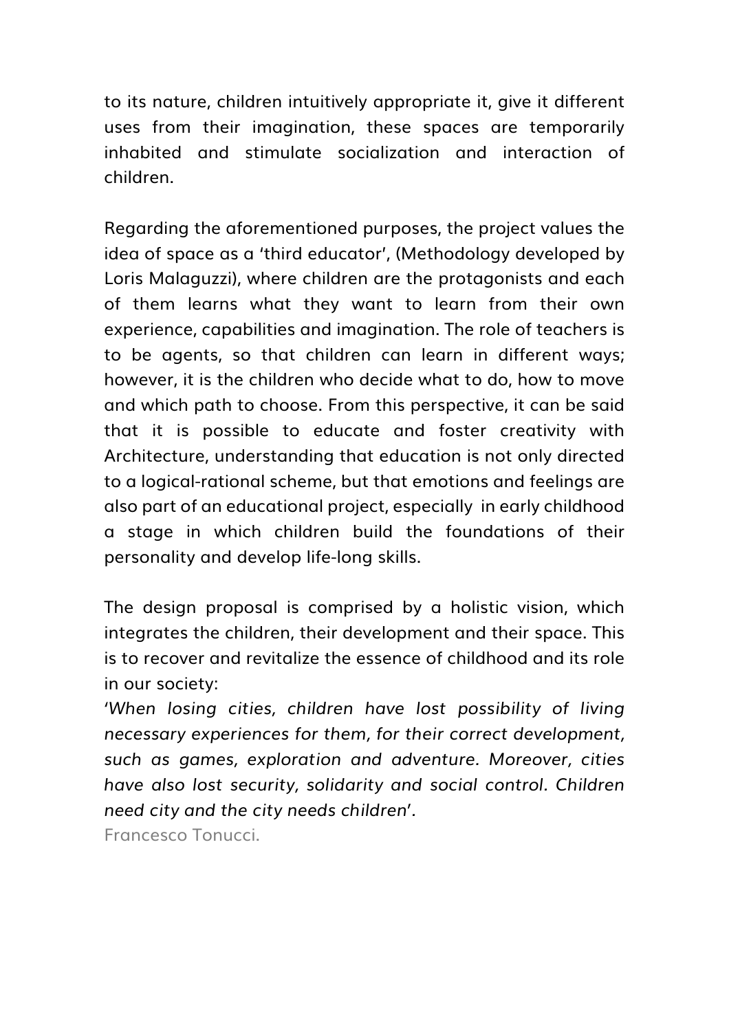to its nature, children intuitively appropriate it, give it different uses from their imagination, these spaces are temporarily inhabited and stimulate socialization and interaction of children.

Regarding the aforementioned purposes, the project values the idea of space as a 'third educator', (Methodology developed by Loris Malaguzzi), where children are the protagonists and each of them learns what they want to learn from their own experience, capabilities and imagination. The role of teachers is to be agents, so that children can learn in different ways; however, it is the children who decide what to do, how to move and which path to choose. From this perspective, it can be said that it is possible to educate and foster creativity with Architecture, understanding that education is not only directed to a logical-rational scheme, but that emotions and feelings are also part of an educational project, especially in early childhood a stage in which children build the foundations of their personality and develop life-long skills.

The design proposal is comprised by a holistic vision, which integrates the children, their development and their space. This is to recover and revitalize the essence of childhood and its role in our society:

*'When losing cities, children have lost possibility of living necessary experiences for them, for their correct development, such as games, exploration and adventure. Moreover, cities have also lost security, solidarity and social control. Children need city and the city needs children'.*

Francesco Tonucci.